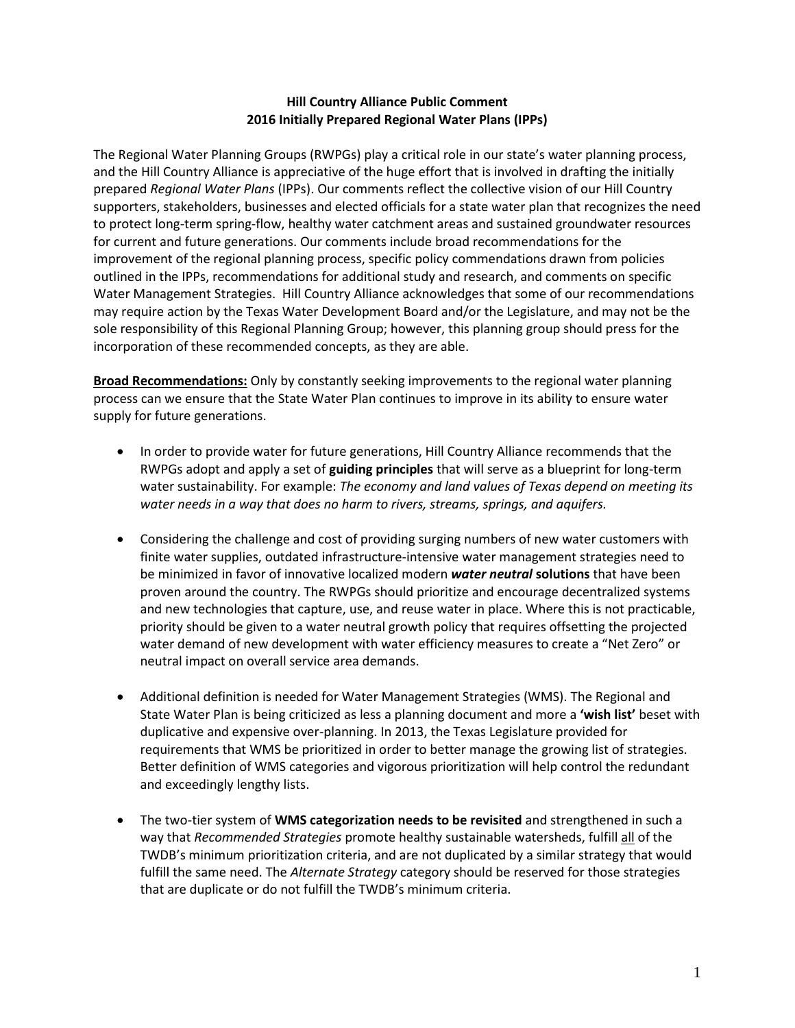**Hill Country Alliance Public Comment**
**2016 Initially Prepared Regional Water Plans (IPPs)**

The Regional Water Planning Groups (RWPGs) play a critical role in our state's water planning process, and the Hill Country Alliance is appreciative of the huge effort that is involved in drafting the initially prepared *Regional Water Plans* (IPPs). Our comments reflect the collective vision of our Hill Country supporters, stakeholders, businesses and elected officials for a state water plan that recognizes the need to protect long-term spring-flow, healthy water catchment areas and sustained groundwater resources for current and future generations. Our comments include broad recommendations for the improvement of the regional planning process, specific policy commendations drawn from policies outlined in the IPPs, recommendations for additional study and research, and comments on specific Water Management Strategies. Hill Country Alliance acknowledges that some of our recommendations may require action by the Texas Water Development Board and/or the Legislature, and may not be the sole responsibility of this Regional Planning Group; however, this planning group should press for the incorporation of these recommended concepts, as they are able.

<u>**Broad Recommendations:**</u> Only by constantly seeking improvements to the regional water planning process can we ensure that the State Water Plan continues to improve in its ability to ensure water supply for future generations.

- In order to provide water for future generations, Hill Country Alliance recommends that the RWPGs adopt and apply a set of **guiding principles** that will serve as a blueprint for long-term water sustainability. For example: *The economy and land values of Texas depend on meeting its water needs in a way that does no harm to rivers, streams, springs, and aquifers.*

- Considering the challenge and cost of providing surging numbers of new water customers with finite water supplies, outdated infrastructure-intensive water management strategies need to be minimized in favor of innovative localized modern ***water neutral*** **solutions** that have been proven around the country. The RWPGs should prioritize and encourage decentralized systems and new technologies that capture, use, and reuse water in place. Where this is not practicable, priority should be given to a water neutral growth policy that requires offsetting the projected water demand of new development with water efficiency measures to create a "Net Zero" or neutral impact on overall service area demands.

- Additional definition is needed for Water Management Strategies (WMS). The Regional and State Water Plan is being criticized as less a planning document and more a **'wish list'** beset with duplicative and expensive over-planning. In 2013, the Texas Legislature provided for requirements that WMS be prioritized in order to better manage the growing list of strategies. Better definition of WMS categories and vigorous prioritization will help control the redundant and exceedingly lengthy lists.

- The two-tier system of **WMS categorization needs to be revisited** and strengthened in such a way that *Recommended Strategies* promote healthy sustainable watersheds, fulfill <u>all</u> of the TWDB's minimum prioritization criteria, and are not duplicated by a similar strategy that would fulfill the same need. The *Alternate Strategy* category should be reserved for those strategies that are duplicate or do not fulfill the TWDB's minimum criteria.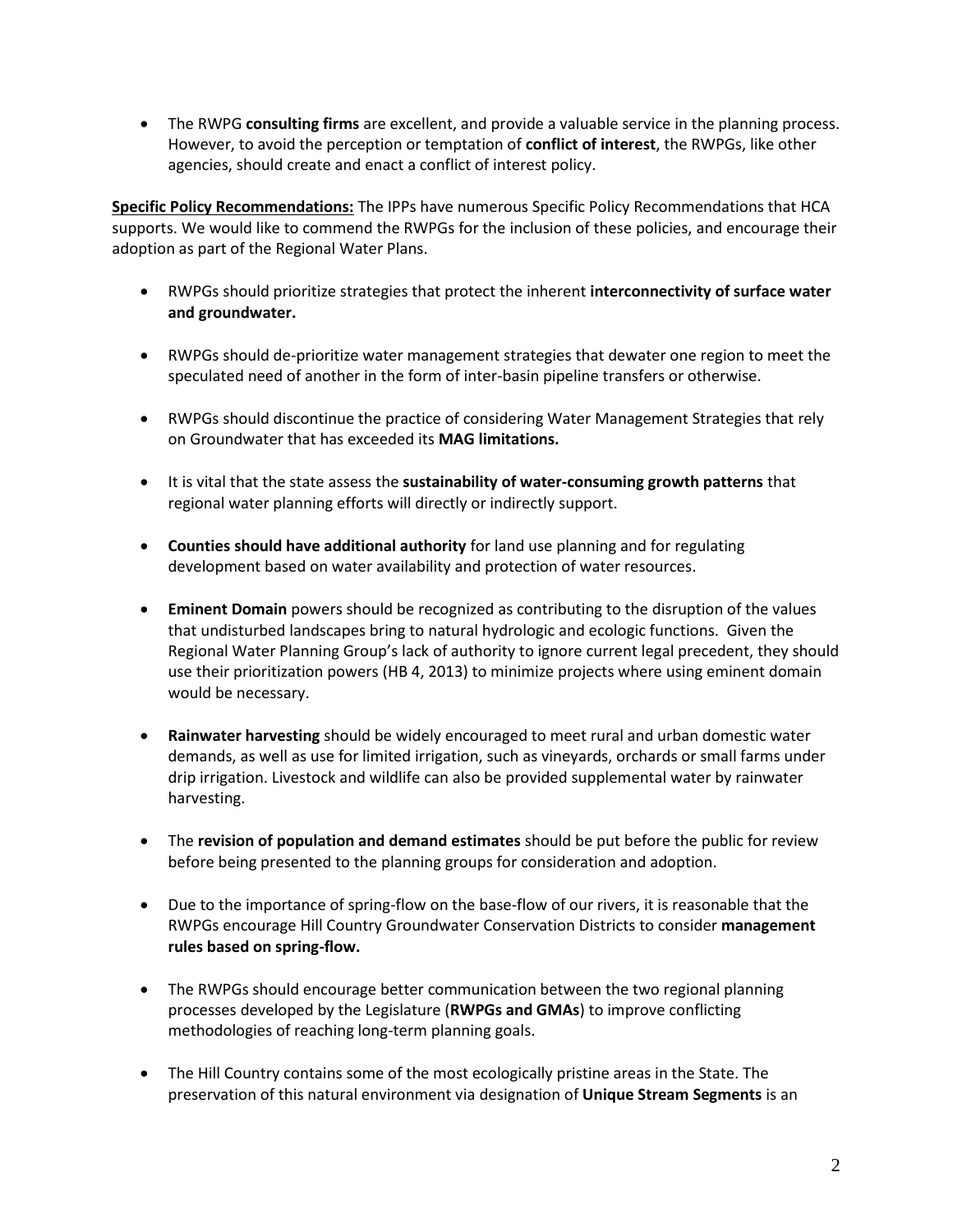- The RWPG **consulting firms** are excellent, and provide a valuable service in the planning process. However, to avoid the perception or temptation of **conflict of interest**, the RWPGs, like other agencies, should create and enact a conflict of interest policy.

**Specific Policy Recommendations:** The IPPs have numerous Specific Policy Recommendations that HCA supports. We would like to commend the RWPGs for the inclusion of these policies, and encourage their adoption as part of the Regional Water Plans.

- RWPGs should prioritize strategies that protect the inherent **interconnectivity of surface water and groundwater.**

- RWPGs should de-prioritize water management strategies that dewater one region to meet the speculated need of another in the form of inter-basin pipeline transfers or otherwise.

- RWPGs should discontinue the practice of considering Water Management Strategies that rely on Groundwater that has exceeded its **MAG limitations.**

- It is vital that the state assess the **sustainability of water-consuming growth patterns** that regional water planning efforts will directly or indirectly support.

- **Counties should have additional authority** for land use planning and for regulating development based on water availability and protection of water resources.

- **Eminent Domain** powers should be recognized as contributing to the disruption of the values that undisturbed landscapes bring to natural hydrologic and ecologic functions. Given the Regional Water Planning Group's lack of authority to ignore current legal precedent, they should use their prioritization powers (HB 4, 2013) to minimize projects where using eminent domain would be necessary.

- **Rainwater harvesting** should be widely encouraged to meet rural and urban domestic water demands, as well as use for limited irrigation, such as vineyards, orchards or small farms under drip irrigation. Livestock and wildlife can also be provided supplemental water by rainwater harvesting.

- The **revision of population and demand estimates** should be put before the public for review before being presented to the planning groups for consideration and adoption.

- Due to the importance of spring-flow on the base-flow of our rivers, it is reasonable that the RWPGs encourage Hill Country Groundwater Conservation Districts to consider **management rules based on spring-flow.**

- The RWPGs should encourage better communication between the two regional planning processes developed by the Legislature (**RWPGs and GMAs**) to improve conflicting methodologies of reaching long-term planning goals.

- The Hill Country contains some of the most ecologically pristine areas in the State. The preservation of this natural environment via designation of **Unique Stream Segments** is an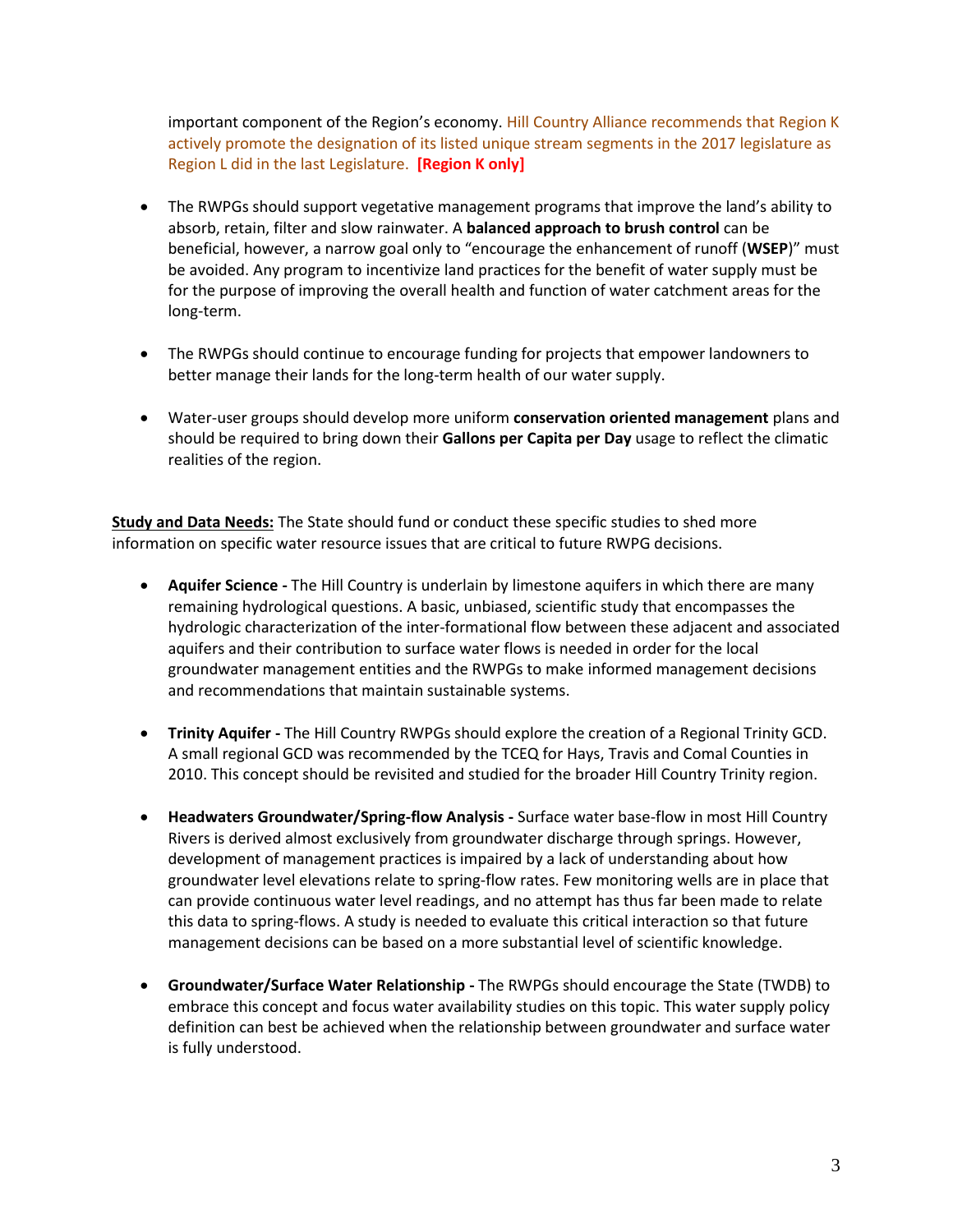important component of the Region's economy. Hill Country Alliance recommends that Region K actively promote the designation of its listed unique stream segments in the 2017 legislature as Region L did in the last Legislature. **[Region K only]**

- The RWPGs should support vegetative management programs that improve the land's ability to absorb, retain, filter and slow rainwater. A **balanced approach to brush control** can be beneficial, however, a narrow goal only to "encourage the enhancement of runoff (**WSEP**)" must be avoided. Any program to incentivize land practices for the benefit of water supply must be for the purpose of improving the overall health and function of water catchment areas for the long-term.

- The RWPGs should continue to encourage funding for projects that empower landowners to better manage their lands for the long-term health of our water supply.

- Water-user groups should develop more uniform **conservation oriented management** plans and should be required to bring down their **Gallons per Capita per Day** usage to reflect the climatic realities of the region.

**Study and Data Needs:** The State should fund or conduct these specific studies to shed more information on specific water resource issues that are critical to future RWPG decisions.

- **Aquifer Science -** The Hill Country is underlain by limestone aquifers in which there are many remaining hydrological questions. A basic, unbiased, scientific study that encompasses the hydrologic characterization of the inter-formational flow between these adjacent and associated aquifers and their contribution to surface water flows is needed in order for the local groundwater management entities and the RWPGs to make informed management decisions and recommendations that maintain sustainable systems.

- **Trinity Aquifer -** The Hill Country RWPGs should explore the creation of a Regional Trinity GCD. A small regional GCD was recommended by the TCEQ for Hays, Travis and Comal Counties in 2010. This concept should be revisited and studied for the broader Hill Country Trinity region.

- **Headwaters Groundwater/Spring-flow Analysis -** Surface water base-flow in most Hill Country Rivers is derived almost exclusively from groundwater discharge through springs. However, development of management practices is impaired by a lack of understanding about how groundwater level elevations relate to spring-flow rates. Few monitoring wells are in place that can provide continuous water level readings, and no attempt has thus far been made to relate this data to spring-flows. A study is needed to evaluate this critical interaction so that future management decisions can be based on a more substantial level of scientific knowledge.

- **Groundwater/Surface Water Relationship -** The RWPGs should encourage the State (TWDB) to embrace this concept and focus water availability studies on this topic. This water supply policy definition can best be achieved when the relationship between groundwater and surface water is fully understood.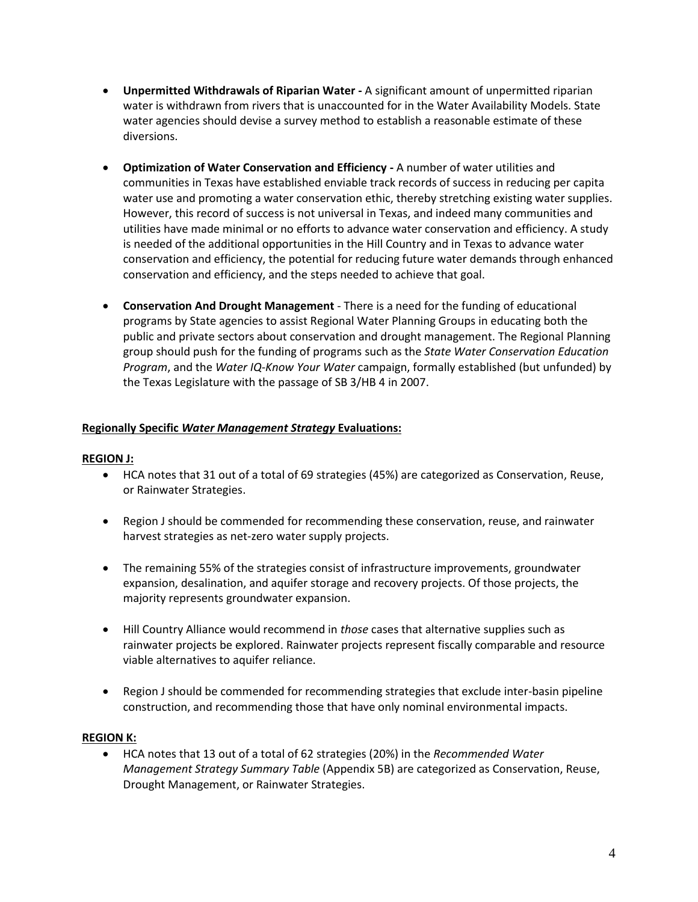- **Unpermitted Withdrawals of Riparian Water -** A significant amount of unpermitted riparian water is withdrawn from rivers that is unaccounted for in the Water Availability Models. State water agencies should devise a survey method to establish a reasonable estimate of these diversions.

- **Optimization of Water Conservation and Efficiency -** A number of water utilities and communities in Texas have established enviable track records of success in reducing per capita water use and promoting a water conservation ethic, thereby stretching existing water supplies. However, this record of success is not universal in Texas, and indeed many communities and utilities have made minimal or no efforts to advance water conservation and efficiency. A study is needed of the additional opportunities in the Hill Country and in Texas to advance water conservation and efficiency, the potential for reducing future water demands through enhanced conservation and efficiency, and the steps needed to achieve that goal.

- **Conservation And Drought Management** - There is a need for the funding of educational programs by State agencies to assist Regional Water Planning Groups in educating both the public and private sectors about conservation and drought management. The Regional Planning group should push for the funding of programs such as the *State Water Conservation Education Program*, and the *Water IQ-Know Your Water* campaign, formally established (but unfunded) by the Texas Legislature with the passage of SB 3/HB 4 in 2007.

**Regionally Specific *Water Management Strategy* Evaluations:**

**REGION J:**

- HCA notes that 31 out of a total of 69 strategies (45%) are categorized as Conservation, Reuse, or Rainwater Strategies.

- Region J should be commended for recommending these conservation, reuse, and rainwater harvest strategies as net-zero water supply projects.

- The remaining 55% of the strategies consist of infrastructure improvements, groundwater expansion, desalination, and aquifer storage and recovery projects. Of those projects, the majority represents groundwater expansion.

- Hill Country Alliance would recommend in *those* cases that alternative supplies such as rainwater projects be explored. Rainwater projects represent fiscally comparable and resource viable alternatives to aquifer reliance.

- Region J should be commended for recommending strategies that exclude inter-basin pipeline construction, and recommending those that have only nominal environmental impacts.

**REGION K:**

- HCA notes that 13 out of a total of 62 strategies (20%) in the *Recommended Water Management Strategy Summary Table* (Appendix 5B) are categorized as Conservation, Reuse, Drought Management, or Rainwater Strategies.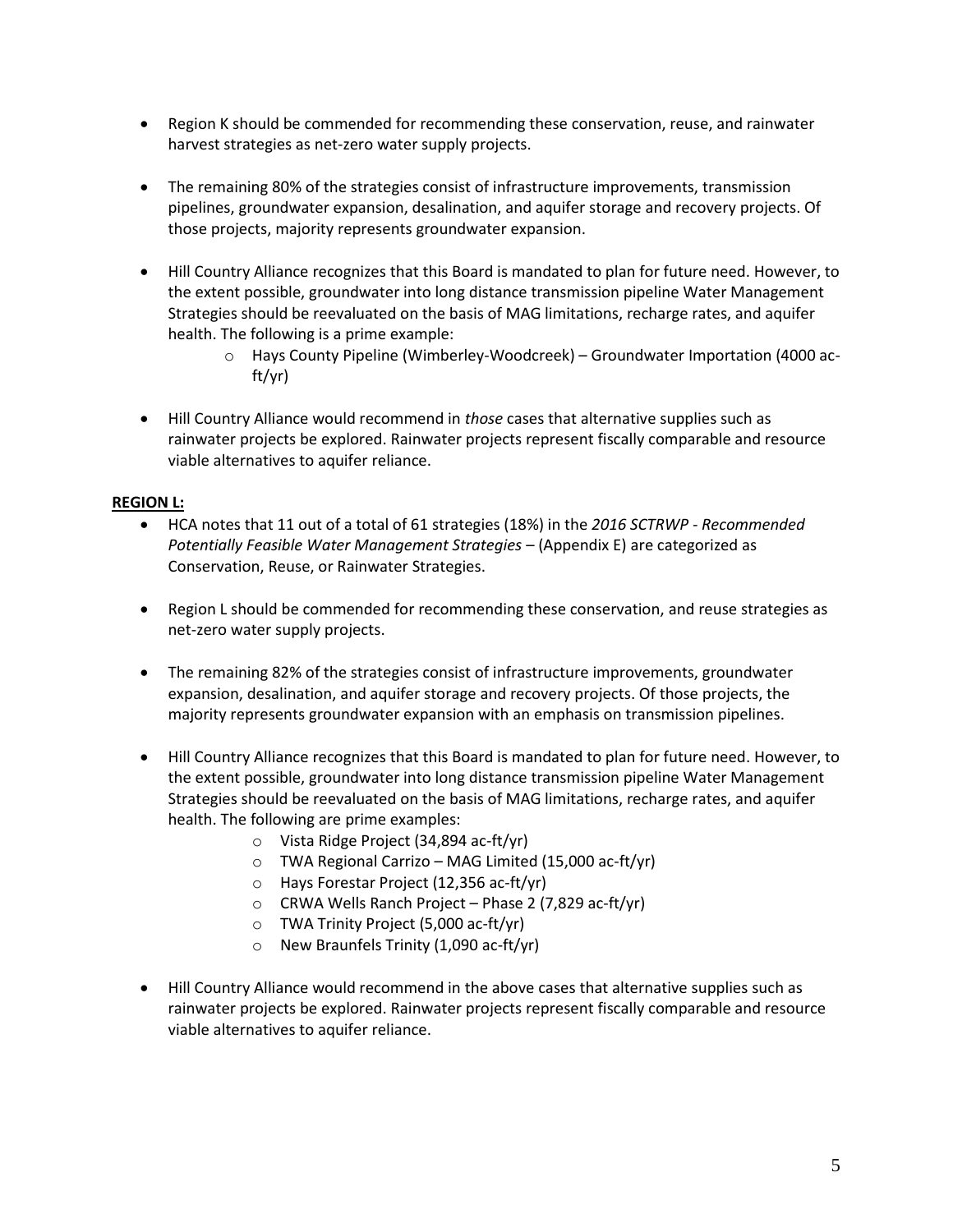- Region K should be commended for recommending these conservation, reuse, and rainwater harvest strategies as net-zero water supply projects.

- The remaining 80% of the strategies consist of infrastructure improvements, transmission pipelines, groundwater expansion, desalination, and aquifer storage and recovery projects. Of those projects, majority represents groundwater expansion.

- Hill Country Alliance recognizes that this Board is mandated to plan for future need. However, to the extent possible, groundwater into long distance transmission pipeline Water Management Strategies should be reevaluated on the basis of MAG limitations, recharge rates, and aquifer health. The following is a prime example:
  - Hays County Pipeline (Wimberley-Woodcreek) – Groundwater Importation (4000 ac-ft/yr)

- Hill Country Alliance would recommend in *those* cases that alternative supplies such as rainwater projects be explored. Rainwater projects represent fiscally comparable and resource viable alternatives to aquifer reliance.

**REGION L:**

- HCA notes that 11 out of a total of 61 strategies (18%) in the *2016 SCTRWP - Recommended Potentially Feasible Water Management Strategies* – (Appendix E) are categorized as Conservation, Reuse, or Rainwater Strategies.

- Region L should be commended for recommending these conservation, and reuse strategies as net-zero water supply projects.

- The remaining 82% of the strategies consist of infrastructure improvements, groundwater expansion, desalination, and aquifer storage and recovery projects. Of those projects, the majority represents groundwater expansion with an emphasis on transmission pipelines.

- Hill Country Alliance recognizes that this Board is mandated to plan for future need. However, to the extent possible, groundwater into long distance transmission pipeline Water Management Strategies should be reevaluated on the basis of MAG limitations, recharge rates, and aquifer health. The following are prime examples:
  - Vista Ridge Project (34,894 ac-ft/yr)
  - TWA Regional Carrizo – MAG Limited (15,000 ac-ft/yr)
  - Hays Forestar Project (12,356 ac-ft/yr)
  - CRWA Wells Ranch Project – Phase 2 (7,829 ac-ft/yr)
  - TWA Trinity Project (5,000 ac-ft/yr)
  - New Braunfels Trinity (1,090 ac-ft/yr)

- Hill Country Alliance would recommend in the above cases that alternative supplies such as rainwater projects be explored. Rainwater projects represent fiscally comparable and resource viable alternatives to aquifer reliance.